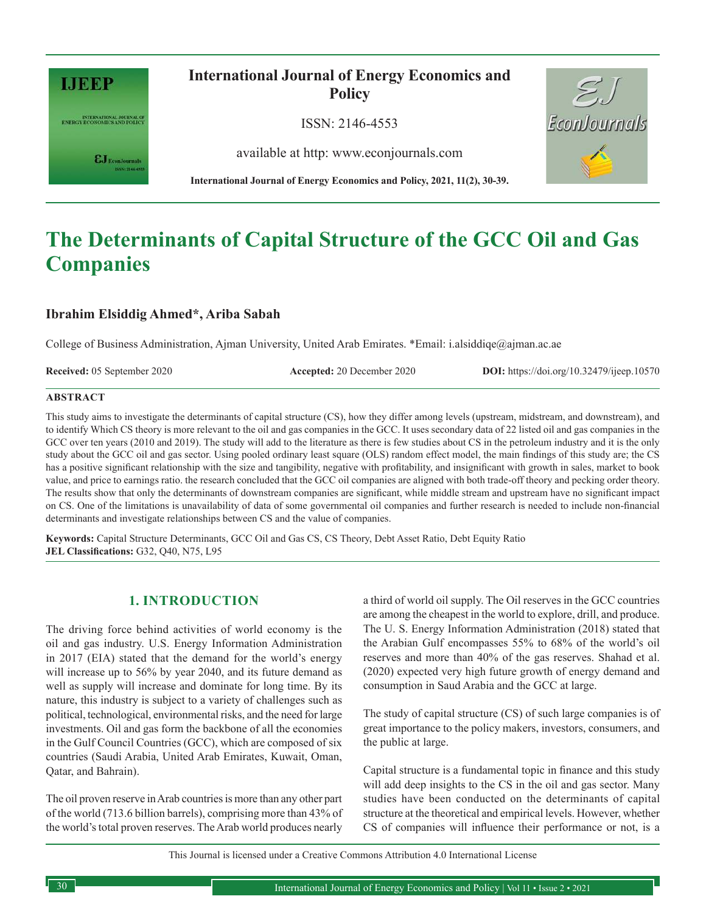# The Determinants of Capital Structure of the GCC Oil and Gas Companies

**Ibrahim Elsiddig Ahmed\*, Ariba Sabah**

College of Business Administration, Ajman University, United Arab Emirates. \*Email: i.alsiddiqe@ajman.ac.ae

**Received:** 05 September 2020 **Accepted:** 20 December 2020 **DOI:** https://doi.org/10.32479/ijeep.10570

## ABSTRACT

This study aims to investigate the determinants of capital structure (CS), how they differ among levels (upstream, midstream, and downstream), and to identify Which CS theory is more relevant to the oil and gas companies in the GCC. It uses secondary data of 22 listed oil and gas companies in the GCC over ten years (2010 and 2019). The study will add to the literature as there is few studies about CS in the petroleum industry and it is the only study about the GCC oil and gas sector. Using pooled ordinary least square (OLS) random effect model, the main findings of this study are; the CS has a positive significant relationship with the size and tangibility, negative with profitability, and insignificant with growth in sales, market to book value, and price to earnings ratio. the research concluded that the GCC oil companies are aligned with both trade-off theory and pecking order theory. The results show that only the determinants of downstream companies are significant, while middle stream and upstream have no significant impact on CS. One of the limitations is unavailability of data of some governmental oil companies and further research is needed to include non-financial determinants and investigate relationships between CS and the value of companies.

**Keywords:** Capital Structure Determinants, GCC Oil and Gas CS, CS Theory, Debt Asset Ratio, Debt Equity Ratio

**JEL Classifications:** G32, Q40, N75, L95

## 1. INTRODUCTION

The driving force behind activities of world economy is the oil and gas industry. U.S. Energy Information Administration in 2017 (EIA) stated that the demand for the world's energy will increase up to 56% by year 2040, and its future demand as well as supply will increase and dominate for long time. By its nature, this industry is subject to a variety of challenges such as political, technological, environmental risks, and the need for large investments. Oil and gas form the backbone of all the economies in the Gulf Council Countries (GCC), which are composed of six countries (Saudi Arabia, United Arab Emirates, Kuwait, Oman, Qatar, and Bahrain).

The oil proven reserve in Arab countries is more than any other part of the world (713.6 billion barrels), comprising more than 43% of the world's total proven reserves. The Arab world produces nearly a third of world oil supply. The Oil reserves in the GCC countries are among the cheapest in the world to explore, drill, and produce. The U. S. Energy Information Administration (2018) stated that the Arabian Gulf encompasses 55% to 68% of the world's oil reserves and more than 40% of the gas reserves. Shahad et al. (2020) expected very high future growth of energy demand and consumption in Saud Arabia and the GCC at large.

The study of capital structure (CS) of such large companies is of great importance to the policy makers, investors, consumers, and the public at large.

Capital structure is a fundamental topic in finance and this study will add deep insights to the CS in the oil and gas sector. Many studies have been conducted on the determinants of capital structure at the theoretical and empirical levels. However, whether CS of companies will influence their performance or not, is a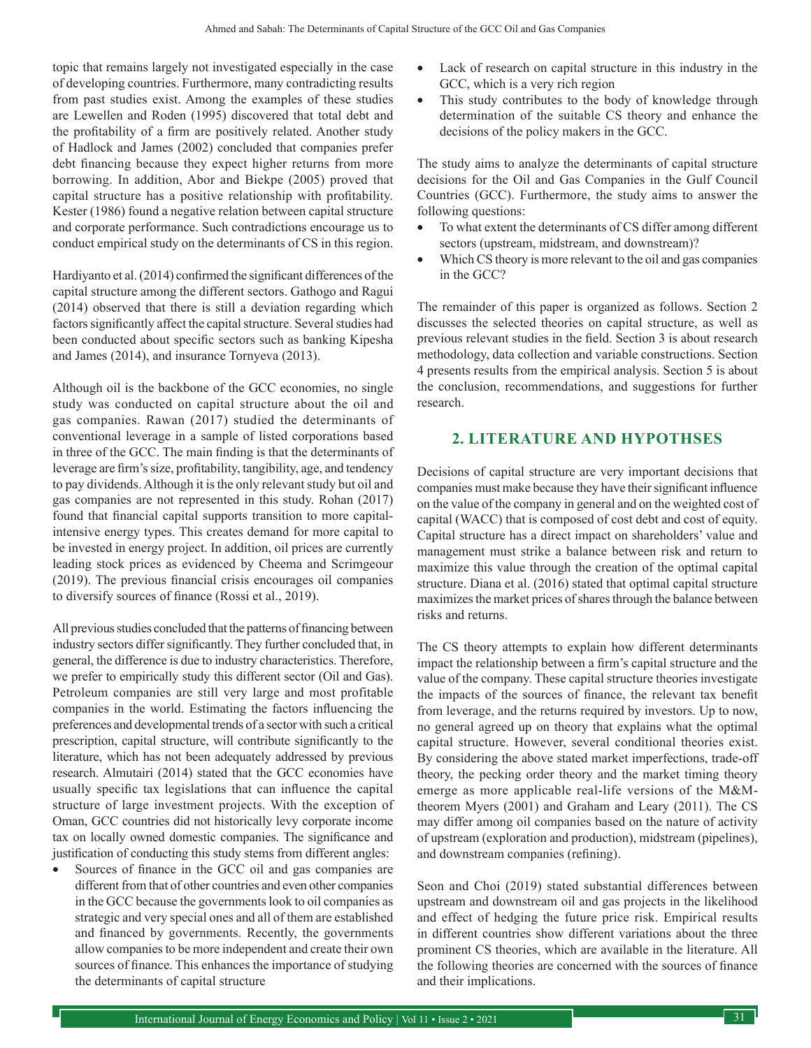topic that remains largely not investigated especially in the case of developing countries. Furthermore, many contradicting results from past studies exist. Among the examples of these studies are Lewellen and Roden (1995) discovered that total debt and the profitability of a firm are positively related. Another study of Hadlock and James (2002) concluded that companies prefer debt financing because they expect higher returns from more borrowing. In addition, Abor and Biekpe (2005) proved that capital structure has a positive relationship with profitability. Kester (1986) found a negative relation between capital structure and corporate performance. Such contradictions encourage us to conduct empirical study on the determinants of CS in this region.

Hardiyanto et al. (2014) confirmed the significant differences of the capital structure among the different sectors. Gathogo and Ragui (2014) observed that there is still a deviation regarding which factors significantly affect the capital structure. Several studies had been conducted about specific sectors such as banking Kipesha and James (2014), and insurance Tornyeva (2013).

Although oil is the backbone of the GCC economies, no single study was conducted on capital structure about the oil and gas companies. Rawan (2017) studied the determinants of conventional leverage in a sample of listed corporations based in three of the GCC. The main finding is that the determinants of leverage are firm's size, profitability, tangibility, age, and tendency to pay dividends. Although it is the only relevant study but oil and gas companies are not represented in this study. Rohan (2017) found that financial capital supports transition to more capital-intensive energy types. This creates demand for more capital to be invested in energy project. In addition, oil prices are currently leading stock prices as evidenced by Cheema and Scrimgeour (2019). The previous financial crisis encourages oil companies to diversify sources of finance (Rossi et al., 2019).

All previous studies concluded that the patterns of financing between industry sectors differ significantly. They further concluded that, in general, the difference is due to industry characteristics. Therefore, we prefer to empirically study this different sector (Oil and Gas). Petroleum companies are still very large and most profitable companies in the world. Estimating the factors influencing the preferences and developmental trends of a sector with such a critical prescription, capital structure, will contribute significantly to the literature, which has not been adequately addressed by previous research. Almutairi (2014) stated that the GCC economies have usually specific tax legislations that can influence the capital structure of large investment projects. With the exception of Oman, GCC countries did not historically levy corporate income tax on locally owned domestic companies. The significance and justification of conducting this study stems from different angles:

- Sources of finance in the GCC oil and gas companies are different from that of other countries and even other companies in the GCC because the governments look to oil companies as strategic and very special ones and all of them are established and financed by governments. Recently, the governments allow companies to be more independent and create their own sources of finance. This enhances the importance of studying the determinants of capital structure
- Lack of research on capital structure in this industry in the GCC, which is a very rich region
- This study contributes to the body of knowledge through determination of the suitable CS theory and enhance the decisions of the policy makers in the GCC.

The study aims to analyze the determinants of capital structure decisions for the Oil and Gas Companies in the Gulf Council Countries (GCC). Furthermore, the study aims to answer the following questions:

- To what extent the determinants of CS differ among different sectors (upstream, midstream, and downstream)?
- Which CS theory is more relevant to the oil and gas companies in the GCC?

The remainder of this paper is organized as follows. Section 2 discusses the selected theories on capital structure, as well as previous relevant studies in the field. Section 3 is about research methodology, data collection and variable constructions. Section 4 presents results from the empirical analysis. Section 5 is about the conclusion, recommendations, and suggestions for further research.

## 2. LITERATURE AND HYPOTHSES

Decisions of capital structure are very important decisions that companies must make because they have their significant influence on the value of the company in general and on the weighted cost of capital (WACC) that is composed of cost debt and cost of equity. Capital structure has a direct impact on shareholders' value and management must strike a balance between risk and return to maximize this value through the creation of the optimal capital structure. Diana et al. (2016) stated that optimal capital structure maximizes the market prices of shares through the balance between risks and returns.

The CS theory attempts to explain how different determinants impact the relationship between a firm's capital structure and the value of the company. These capital structure theories investigate the impacts of the sources of finance, the relevant tax benefit from leverage, and the returns required by investors. Up to now, no general agreed up on theory that explains what the optimal capital structure. However, several conditional theories exist. By considering the above stated market imperfections, trade-off theory, the pecking order theory and the market timing theory emerge as more applicable real-life versions of the M&M-theorem Myers (2001) and Graham and Leary (2011). The CS may differ among oil companies based on the nature of activity of upstream (exploration and production), midstream (pipelines), and downstream companies (refining).

Seon and Choi (2019) stated substantial differences between upstream and downstream oil and gas projects in the likelihood and effect of hedging the future price risk. Empirical results in different countries show different variations about the three prominent CS theories, which are available in the literature. All the following theories are concerned with the sources of finance and their implications.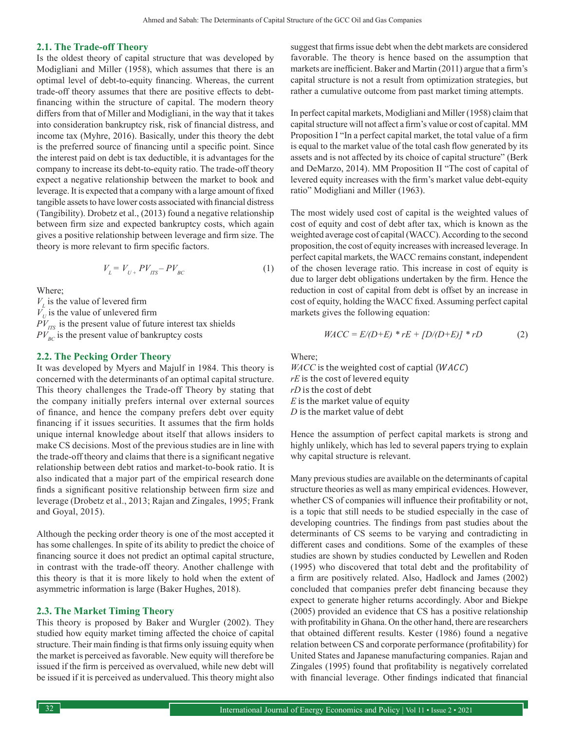### 2.1. The Trade-off Theory

Is the oldest theory of capital structure that was developed by Modigliani and Miller (1958), which assumes that there is an optimal level of debt-to-equity financing. Whereas, the current trade-off theory assumes that there are positive effects to debt-financing within the structure of capital. The modern theory differs from that of Miller and Modigliani, in the way that it takes into consideration bankruptcy risk, risk of financial distress, and income tax (Myhre, 2016). Basically, under this theory the debt is the preferred source of financing until a specific point. Since the interest paid on debt is tax deductible, it is advantages for the company to increase its debt-to-equity ratio. The trade-off theory expect a negative relationship between the market to book and leverage. It is expected that a company with a large amount of fixed tangible assets to have lower costs associated with financial distress (Tangibility). Drobetz et al., (2013) found a negative relationship between firm size and expected bankruptcy costs, which again gives a positive relationship between leverage and firm size. The theory is more relevant to firm specific factors.

$$V_L = V_{U +} PV_{ITS} - PV_{BC} \quad (1)$$

Where;
$V_L$ is the value of levered firm
$V_U$ is the value of unlevered firm
$PV_{ITS}$ is the present value of future interest tax shields
$PV_{BC}$ is the present value of bankruptcy costs

### 2.2. The Pecking Order Theory

It was developed by Myers and Majulf in 1984. This theory is concerned with the determinants of an optimal capital structure. This theory challenges the Trade-off Theory by stating that the company initially prefers internal over external sources of finance, and hence the company prefers debt over equity financing if it issues securities. It assumes that the firm holds unique internal knowledge about itself that allows insiders to make CS decisions. Most of the previous studies are in line with the trade-off theory and claims that there is a significant negative relationship between debt ratios and market-to-book ratio. It is also indicated that a major part of the empirical research done finds a significant positive relationship between firm size and leverage (Drobetz et al., 2013; Rajan and Zingales, 1995; Frank and Goyal, 2015).

Although the pecking order theory is one of the most accepted it has some challenges. In spite of its ability to predict the choice of financing source it does not predict an optimal capital structure, in contrast with the trade-off theory. Another challenge with this theory is that it is more likely to hold when the extent of asymmetric information is large (Baker Hughes, 2018).

### 2.3. The Market Timing Theory

This theory is proposed by Baker and Wurgler (2002). They studied how equity market timing affected the choice of capital structure. Their main finding is that firms only issuing equity when the market is perceived as favorable. New equity will therefore be issued if the firm is perceived as overvalued, while new debt will be issued if it is perceived as undervalued. This theory might also suggest that firms issue debt when the debt markets are considered favorable. The theory is hence based on the assumption that markets are inefficient. Baker and Martin (2011) argue that a firm's capital structure is not a result from optimization strategies, but rather a cumulative outcome from past market timing attempts.

In perfect capital markets, Modigliani and Miller (1958) claim that capital structure will not affect a firm's value or cost of capital. MM Proposition I "In a perfect capital market, the total value of a firm is equal to the market value of the total cash flow generated by its assets and is not affected by its choice of capital structure" (Berk and DeMarzo, 2014). MM Proposition II "The cost of capital of levered equity increases with the firm's market value debt-equity ratio" Modigliani and Miller (1963).

The most widely used cost of capital is the weighted values of cost of equity and cost of debt after tax, which is known as the weighted average cost of capital (WACC). According to the second proposition, the cost of equity increases with increased leverage. In perfect capital markets, the WACC remains constant, independent of the chosen leverage ratio. This increase in cost of equity is due to larger debt obligations undertaken by the firm. Hence the reduction in cost of capital from debt is offset by an increase in cost of equity, holding the WACC fixed. Assuming perfect capital markets gives the following equation:

$$WACC = E/(D+E) * rE + [D/(D+E)] * rD \quad (2)$$

Where;
*WACC* is the weighted cost of captial (*WACC*)
*rE* is the cost of levered equity
*rD* is the cost of debt
*E* is the market value of equity
*D* is the market value of debt

Hence the assumption of perfect capital markets is strong and highly unlikely, which has led to several papers trying to explain why capital structure is relevant.

Many previous studies are available on the determinants of capital structure theories as well as many empirical evidences. However, whether CS of companies will influence their profitability or not, is a topic that still needs to be studied especially in the case of developing countries. The findings from past studies about the determinants of CS seems to be varying and contradicting in different cases and conditions. Some of the examples of these studies are shown by studies conducted by Lewellen and Roden (1995) who discovered that total debt and the profitability of a firm are positively related. Also, Hadlock and James (2002) concluded that companies prefer debt financing because they expect to generate higher returns accordingly. Abor and Biekpe (2005) provided an evidence that CS has a positive relationship with profitability in Ghana. On the other hand, there are researchers that obtained different results. Kester (1986) found a negative relation between CS and corporate performance (profitability) for United States and Japanese manufacturing companies. Rajan and Zingales (1995) found that profitability is negatively correlated with financial leverage. Other findings indicated that financial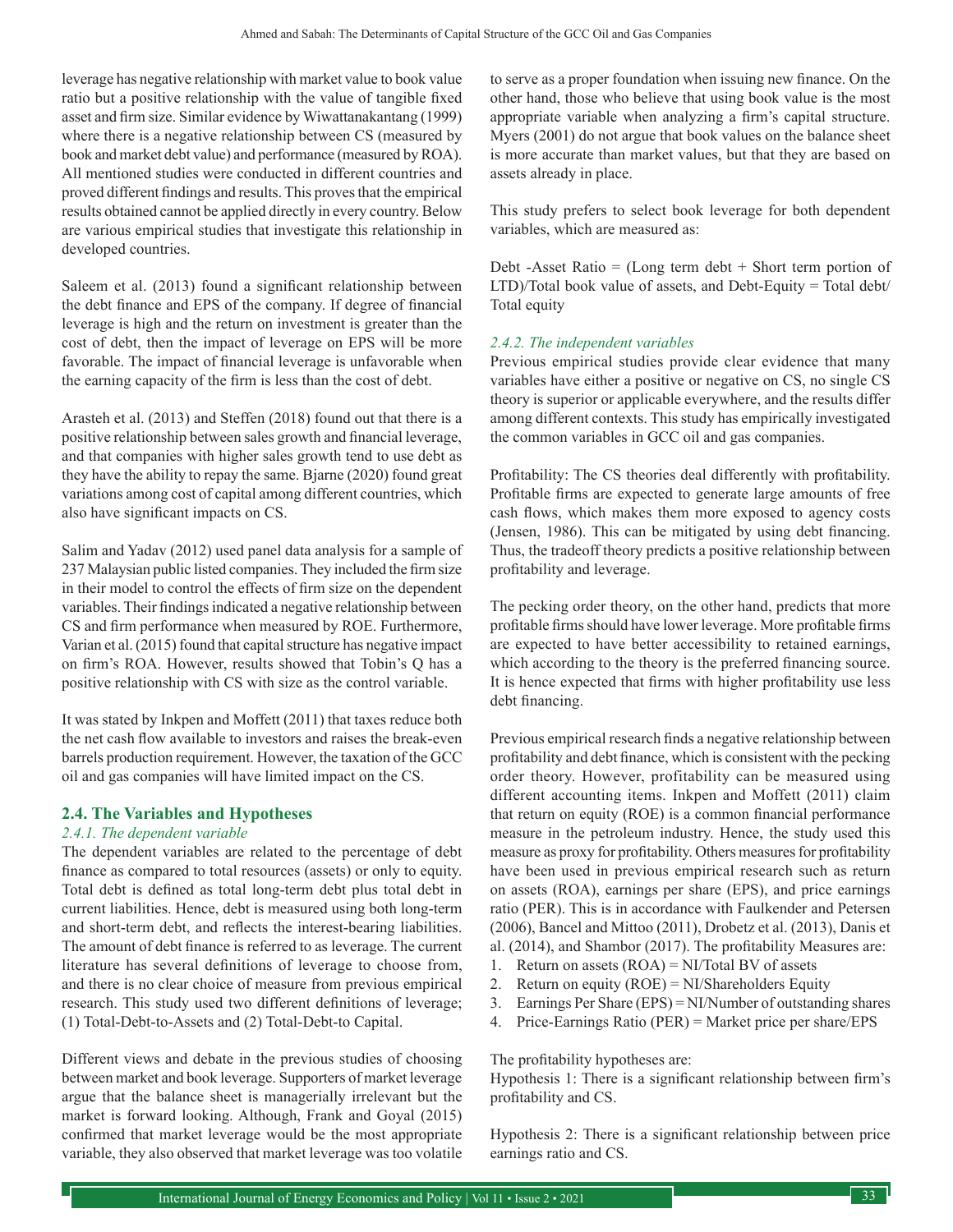leverage has negative relationship with market value to book value ratio but a positive relationship with the value of tangible fixed asset and firm size. Similar evidence by Wiwattanakantang (1999) where there is a negative relationship between CS (measured by book and market debt value) and performance (measured by ROA). All mentioned studies were conducted in different countries and proved different findings and results. This proves that the empirical results obtained cannot be applied directly in every country. Below are various empirical studies that investigate this relationship in developed countries.

Saleem et al. (2013) found a significant relationship between the debt finance and EPS of the company. If degree of financial leverage is high and the return on investment is greater than the cost of debt, then the impact of leverage on EPS will be more favorable. The impact of financial leverage is unfavorable when the earning capacity of the firm is less than the cost of debt.

Arasteh et al. (2013) and Steffen (2018) found out that there is a positive relationship between sales growth and financial leverage, and that companies with higher sales growth tend to use debt as they have the ability to repay the same. Bjarne (2020) found great variations among cost of capital among different countries, which also have significant impacts on CS.

Salim and Yadav (2012) used panel data analysis for a sample of 237 Malaysian public listed companies. They included the firm size in their model to control the effects of firm size on the dependent variables. Their findings indicated a negative relationship between CS and firm performance when measured by ROE. Furthermore, Varian et al. (2015) found that capital structure has negative impact on firm's ROA. However, results showed that Tobin's Q has a positive relationship with CS with size as the control variable.

It was stated by Inkpen and Moffett (2011) that taxes reduce both the net cash flow available to investors and raises the break-even barrels production requirement. However, the taxation of the GCC oil and gas companies will have limited impact on the CS.

## 2.4. The Variables and Hypotheses

### 2.4.1. The dependent variable

The dependent variables are related to the percentage of debt finance as compared to total resources (assets) or only to equity. Total debt is defined as total long-term debt plus total debt in current liabilities. Hence, debt is measured using both long-term and short-term debt, and reflects the interest-bearing liabilities. The amount of debt finance is referred to as leverage. The current literature has several definitions of leverage to choose from, and there is no clear choice of measure from previous empirical research. This study used two different definitions of leverage; (1) Total-Debt-to-Assets and (2) Total-Debt-to Capital.

Different views and debate in the previous studies of choosing between market and book leverage. Supporters of market leverage argue that the balance sheet is managerially irrelevant but the market is forward looking. Although, Frank and Goyal (2015) confirmed that market leverage would be the most appropriate variable, they also observed that market leverage was too volatile to serve as a proper foundation when issuing new finance. On the other hand, those who believe that using book value is the most appropriate variable when analyzing a firm's capital structure. Myers (2001) do not argue that book values on the balance sheet is more accurate than market values, but that they are based on assets already in place.

This study prefers to select book leverage for both dependent variables, which are measured as:

Debt -Asset Ratio = (Long term debt + Short term portion of LTD)/Total book value of assets, and Debt-Equity = Total debt/Total equity

### 2.4.2. The independent variables

Previous empirical studies provide clear evidence that many variables have either a positive or negative on CS, no single CS theory is superior or applicable everywhere, and the results differ among different contexts. This study has empirically investigated the common variables in GCC oil and gas companies.

Profitability: The CS theories deal differently with profitability. Profitable firms are expected to generate large amounts of free cash flows, which makes them more exposed to agency costs (Jensen, 1986). This can be mitigated by using debt financing. Thus, the tradeoff theory predicts a positive relationship between profitability and leverage.

The pecking order theory, on the other hand, predicts that more profitable firms should have lower leverage. More profitable firms are expected to have better accessibility to retained earnings, which according to the theory is the preferred financing source. It is hence expected that firms with higher profitability use less debt financing.

Previous empirical research finds a negative relationship between profitability and debt finance, which is consistent with the pecking order theory. However, profitability can be measured using different accounting items. Inkpen and Moffett (2011) claim that return on equity (ROE) is a common financial performance measure in the petroleum industry. Hence, the study used this measure as proxy for profitability. Others measures for profitability have been used in previous empirical research such as return on assets (ROA), earnings per share (EPS), and price earnings ratio (PER). This is in accordance with Faulkender and Petersen (2006), Bancel and Mittoo (2011), Drobetz et al. (2013), Danis et al. (2014), and Shambor (2017). The profitability Measures are:

1. Return on assets (ROA) = NI/Total BV of assets
2. Return on equity (ROE) = NI/Shareholders Equity
3. Earnings Per Share (EPS) = NI/Number of outstanding shares
4. Price-Earnings Ratio (PER) = Market price per share/EPS

The profitability hypotheses are:

Hypothesis 1: There is a significant relationship between firm's profitability and CS.

Hypothesis 2: There is a significant relationship between price earnings ratio and CS.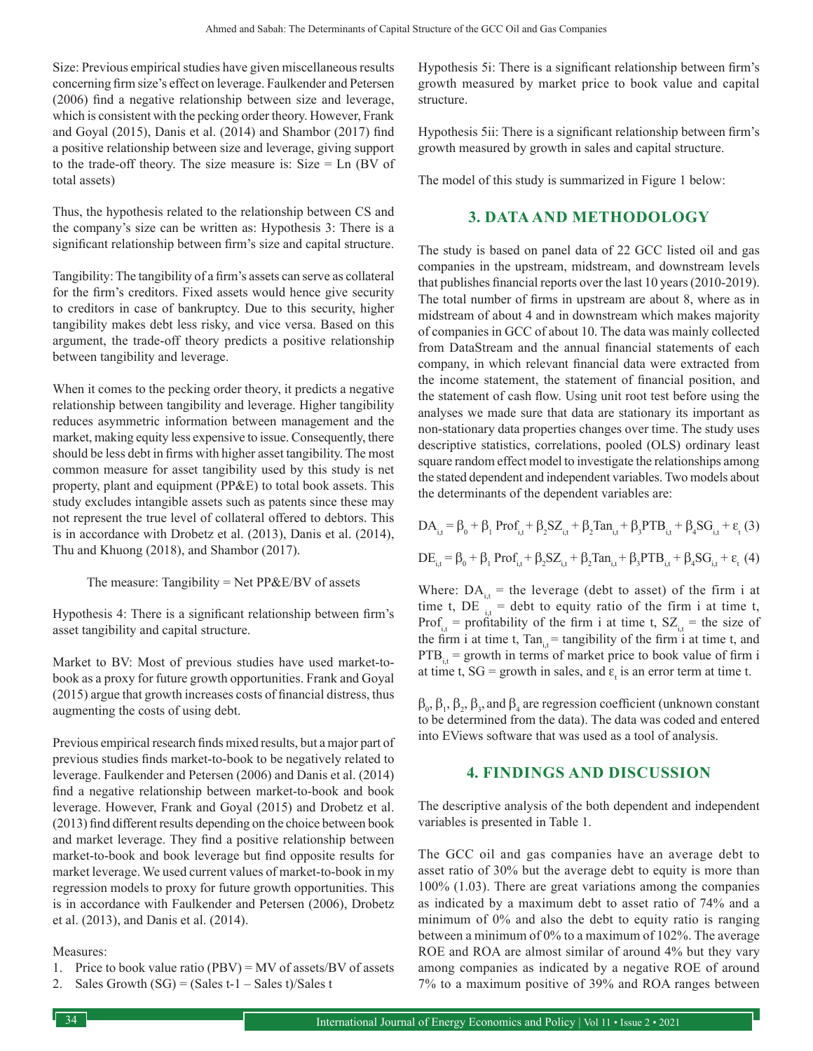Size: Previous empirical studies have given miscellaneous results concerning firm size's effect on leverage. Faulkender and Petersen (2006) find a negative relationship between size and leverage, which is consistent with the pecking order theory. However, Frank and Goyal (2015), Danis et al. (2014) and Shambor (2017) find a positive relationship between size and leverage, giving support to the trade-off theory. The size measure is: Size = Ln (BV of total assets)

Thus, the hypothesis related to the relationship between CS and the company's size can be written as: Hypothesis 3: There is a significant relationship between firm's size and capital structure.

Tangibility: The tangibility of a firm's assets can serve as collateral for the firm's creditors. Fixed assets would hence give security to creditors in case of bankruptcy. Due to this security, higher tangibility makes debt less risky, and vice versa. Based on this argument, the trade-off theory predicts a positive relationship between tangibility and leverage.

When it comes to the pecking order theory, it predicts a negative relationship between tangibility and leverage. Higher tangibility reduces asymmetric information between management and the market, making equity less expensive to issue. Consequently, there should be less debt in firms with higher asset tangibility. The most common measure for asset tangibility used by this study is net property, plant and equipment (PP&E) to total book assets. This study excludes intangible assets such as patents since these may not represent the true level of collateral offered to debtors. This is in accordance with Drobetz et al. (2013), Danis et al. (2014), Thu and Khuong (2018), and Shambor (2017).

The measure: Tangibility = Net PP&E/BV of assets

Hypothesis 4: There is a significant relationship between firm's asset tangibility and capital structure.

Market to BV: Most of previous studies have used market-to-book as a proxy for future growth opportunities. Frank and Goyal (2015) argue that growth increases costs of financial distress, thus augmenting the costs of using debt.

Previous empirical research finds mixed results, but a major part of previous studies finds market-to-book to be negatively related to leverage. Faulkender and Petersen (2006) and Danis et al. (2014) find a negative relationship between market-to-book and book leverage. However, Frank and Goyal (2015) and Drobetz et al. (2013) find different results depending on the choice between book and market leverage. They find a positive relationship between market-to-book and book leverage but find opposite results for market leverage. We used current values of market-to-book in my regression models to proxy for future growth opportunities. This is in accordance with Faulkender and Petersen (2006), Drobetz et al. (2013), and Danis et al. (2014).

Measures:

1. Price to book value ratio (PBV) = MV of assets/BV of assets
2. Sales Growth (SG) = (Sales t-1 – Sales t)/Sales t

Hypothesis 5i: There is a significant relationship between firm's growth measured by market price to book value and capital structure.

Hypothesis 5ii: There is a significant relationship between firm's growth measured by growth in sales and capital structure.

The model of this study is summarized in Figure 1 below:

## 3. DATA AND METHODOLOGY

The study is based on panel data of 22 GCC listed oil and gas companies in the upstream, midstream, and downstream levels that publishes financial reports over the last 10 years (2010-2019). The total number of firms in upstream are about 8, where as in midstream of about 4 and in downstream which makes majority of companies in GCC of about 10. The data was mainly collected from DataStream and the annual financial statements of each company, in which relevant financial data were extracted from the income statement, the statement of financial position, and the statement of cash flow. Using unit root test before using the analyses we made sure that data are stationary its important as non-stationary data properties changes over time. The study uses descriptive statistics, correlations, pooled (OLS) ordinary least square random effect model to investigate the relationships among the stated dependent and independent variables. Two models about the determinants of the dependent variables are:

$$DA_{i,t} = \beta_0 + \beta_1 \, Prof_{i,t} + \beta_2 SZ_{i,t} + \beta_2 Tan_{i,t} + \beta_3 PTB_{i,t} + \beta_4 SG_{i,t} + \varepsilon_t \quad (3)$$

$$DE_{i,t} = \beta_0 + \beta_1 \, Prof_{i,t} + \beta_2 SZ_{i,t} + \beta_2 Tan_{i,t} + \beta_3 PTB_{i,t} + \beta_4 SG_{i,t} + \varepsilon_t \quad (4)$$

Where: $DA_{i,t}$ = the leverage (debt to asset) of the firm i at time t, $DE_{i,t}$ = debt to equity ratio of the firm i at time t, $Prof_{i,t}$ = profitability of the firm i at time t, $SZ_{i,t}$ = the size of the firm i at time t, $Tan_{i,t}$ = tangibility of the firm i at time t, and $PTB_{i,t}$ = growth in terms of market price to book value of firm i at time t, SG = growth in sales, and $\varepsilon_t$ is an error term at time t.

$\beta_0$, $\beta_1$, $\beta_2$, $\beta_3$, and $\beta_4$ are regression coefficient (unknown constant to be determined from the data). The data was coded and entered into EViews software that was used as a tool of analysis.

## 4. FINDINGS AND DISCUSSION

The descriptive analysis of the both dependent and independent variables is presented in Table 1.

The GCC oil and gas companies have an average debt to asset ratio of 30% but the average debt to equity is more than 100% (1.03). There are great variations among the companies as indicated by a maximum debt to asset ratio of 74% and a minimum of 0% and also the debt to equity ratio is ranging between a minimum of 0% to a maximum of 102%. The average ROE and ROA are almost similar of around 4% but they vary among companies as indicated by a negative ROE of around 7% to a maximum positive of 39% and ROA ranges between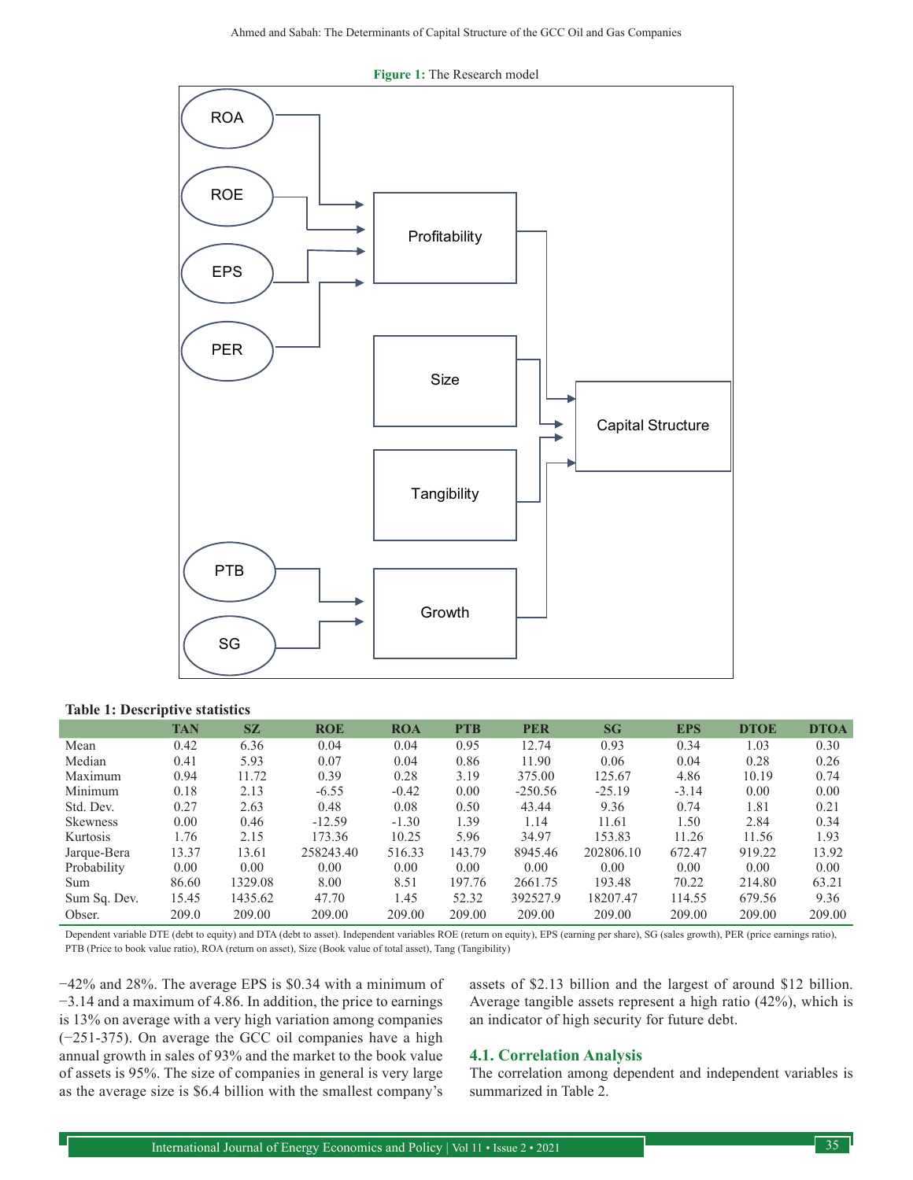**Figure 1:** The Research model

**Table 1: Descriptive statistics**

| | TAN | SZ | ROE | ROA | PTB | PER | SG | EPS | DTOE | DTOA |
|---|---|---|---|---|---|---|---|---|---|---|
| Mean | 0.42 | 6.36 | 0.04 | 0.04 | 0.95 | 12.74 | 0.93 | 0.34 | 1.03 | 0.30 |
| Median | 0.41 | 5.93 | 0.07 | 0.04 | 0.86 | 11.90 | 0.06 | 0.04 | 0.28 | 0.26 |
| Maximum | 0.94 | 11.72 | 0.39 | 0.28 | 3.19 | 375.00 | 125.67 | 4.86 | 10.19 | 0.74 |
| Minimum | 0.18 | 2.13 | -6.55 | -0.42 | 0.00 | -250.56 | -25.19 | -3.14 | 0.00 | 0.00 |
| Std. Dev. | 0.27 | 2.63 | 0.48 | 0.08 | 0.50 | 43.44 | 9.36 | 0.74 | 1.81 | 0.21 |
| Skewness | 0.00 | 0.46 | -12.59 | -1.30 | 1.39 | 1.14 | 11.61 | 1.50 | 2.84 | 0.34 |
| Kurtosis | 1.76 | 2.15 | 173.36 | 10.25 | 5.96 | 34.97 | 153.83 | 11.26 | 11.56 | 1.93 |
| Jarque-Bera | 13.37 | 13.61 | 258243.40 | 516.33 | 143.79 | 8945.46 | 202806.10 | 672.47 | 919.22 | 13.92 |
| Probability | 0.00 | 0.00 | 0.00 | 0.00 | 0.00 | 0.00 | 0.00 | 0.00 | 0.00 | 0.00 |
| Sum | 86.60 | 1329.08 | 8.00 | 8.51 | 197.76 | 2661.75 | 193.48 | 70.22 | 214.80 | 63.21 |
| Sum Sq. Dev. | 15.45 | 1435.62 | 47.70 | 1.45 | 52.32 | 392527.9 | 18207.47 | 114.55 | 679.56 | 9.36 |
| Obser. | 209.0 | 209.00 | 209.00 | 209.00 | 209.00 | 209.00 | 209.00 | 209.00 | 209.00 | 209.00 |

Dependent variable DTE (debt to equity) and DTA (debt to asset). Independent variables ROE (return on equity), EPS (earning per share), SG (sales growth), PER (price earnings ratio), PTB (Price to book value ratio), ROA (return on asset), Size (Book value of total asset), Tang (Tangibility)

−42% and 28%. The average EPS is \$0.34 with a minimum of −3.14 and a maximum of 4.86. In addition, the price to earnings is 13% on average with a very high variation among companies (−251-375). On average the GCC oil companies have a high annual growth in sales of 93% and the market to the book value of assets is 95%. The size of companies in general is very large as the average size is \$6.4 billion with the smallest company's assets of \$2.13 billion and the largest of around \$12 billion. Average tangible assets represent a high ratio (42%), which is an indicator of high security for future debt.

### 4.1. Correlation Analysis

The correlation among dependent and independent variables is summarized in Table 2.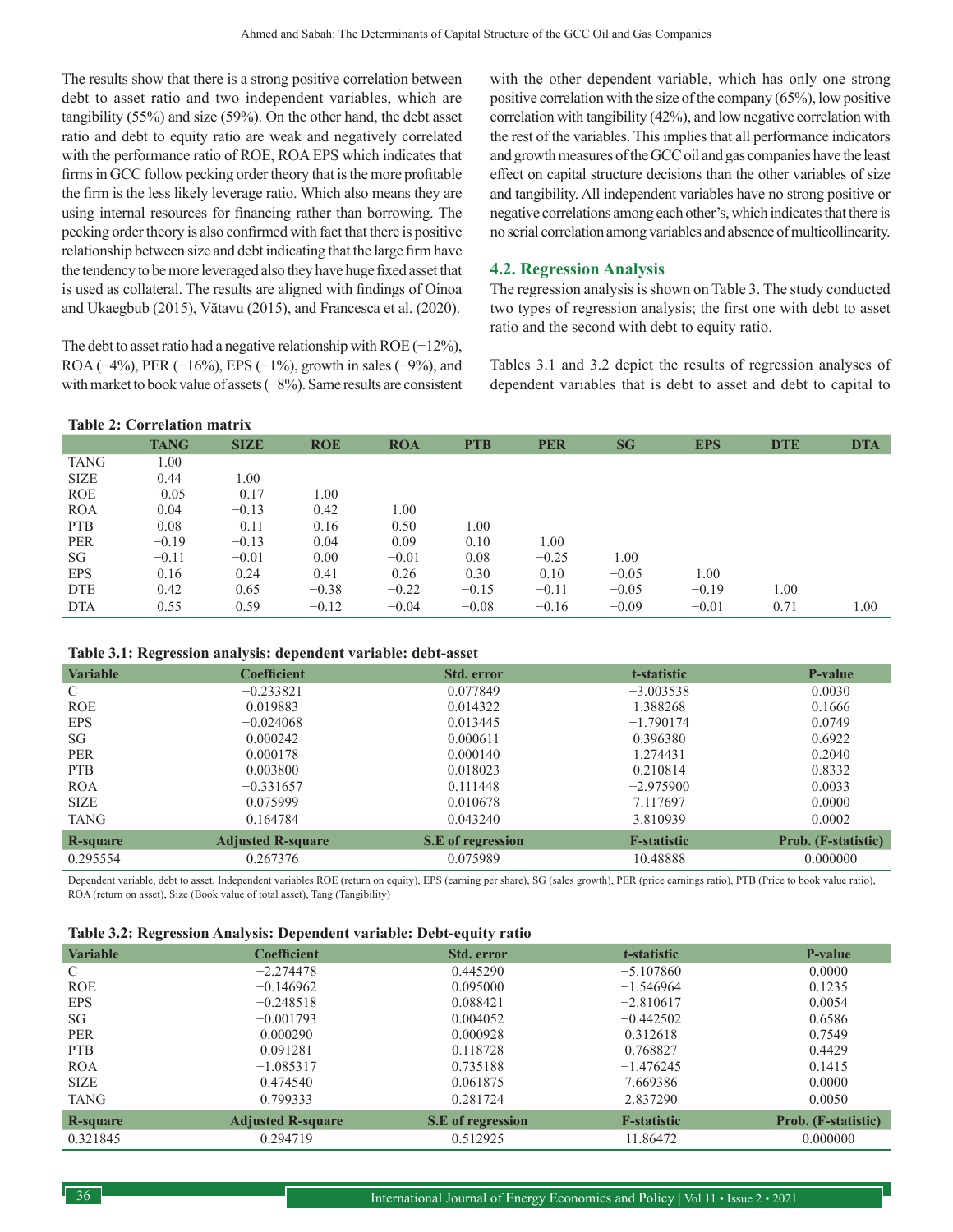The results show that there is a strong positive correlation between debt to asset ratio and two independent variables, which are tangibility (55%) and size (59%). On the other hand, the debt asset ratio and debt to equity ratio are weak and negatively correlated with the performance ratio of ROE, ROA EPS which indicates that firms in GCC follow pecking order theory that is the more profitable the firm is the less likely leverage ratio. Which also means they are using internal resources for financing rather than borrowing. The pecking order theory is also confirmed with fact that there is positive relationship between size and debt indicating that the large firm have the tendency to be more leveraged also they have huge fixed asset that is used as collateral. The results are aligned with findings of Oinoa and Ukaegbub (2015), Vătavu (2015), and Francesca et al. (2020).

The debt to asset ratio had a negative relationship with ROE (−12%), ROA (−4%), PER (−16%), EPS (−1%), growth in sales (−9%), and with market to book value of assets (−8%). Same results are consistent with the other dependent variable, which has only one strong positive correlation with the size of the company (65%), low positive correlation with tangibility (42%), and low negative correlation with the rest of the variables. This implies that all performance indicators and growth measures of the GCC oil and gas companies have the least effect on capital structure decisions than the other variables of size and tangibility. All independent variables have no strong positive or negative correlations among each other's, which indicates that there is no serial correlation among variables and absence of multicollinearity.

## 4.2. Regression Analysis

The regression analysis is shown on Table 3. The study conducted two types of regression analysis; the first one with debt to asset ratio and the second with debt to equity ratio.

Tables 3.1 and 3.2 depict the results of regression analyses of dependent variables that is debt to asset and debt to capital to

**Table 2: Correlation matrix**

| | TANG | SIZE | ROE | ROA | PTB | PER | SG | EPS | DTE | DTA |
|---|---|---|---|---|---|---|---|---|---|---|
| TANG | 1.00 | | | | | | | | | |
| SIZE | 0.44 | 1.00 | | | | | | | | |
| ROE | −0.05 | −0.17 | 1.00 | | | | | | | |
| ROA | 0.04 | −0.13 | 0.42 | 1.00 | | | | | | |
| PTB | 0.08 | −0.11 | 0.16 | 0.50 | 1.00 | | | | | |
| PER | −0.19 | −0.13 | 0.04 | 0.09 | 0.10 | 1.00 | | | | |
| SG | −0.11 | −0.01 | 0.00 | −0.01 | 0.08 | −0.25 | 1.00 | | | |
| EPS | 0.16 | 0.24 | 0.41 | 0.26 | 0.30 | 0.10 | −0.05 | 1.00 | | |
| DTE | 0.42 | 0.65 | −0.38 | −0.22 | −0.15 | −0.11 | −0.05 | −0.19 | 1.00 | |
| DTA | 0.55 | 0.59 | −0.12 | −0.04 | −0.08 | −0.16 | −0.09 | −0.01 | 0.71 | 1.00 |

**Table 3.1: Regression analysis: dependent variable: debt-asset**

| Variable | Coefficient | Std. error | t-statistic | P-value |
|---|---|---|---|---|
| C | −0.233821 | 0.077849 | −3.003538 | 0.0030 |
| ROE | 0.019883 | 0.014322 | 1.388268 | 0.1666 |
| EPS | −0.024068 | 0.013445 | −1.790174 | 0.0749 |
| SG | 0.000242 | 0.000611 | 0.396380 | 0.6922 |
| PER | 0.000178 | 0.000140 | 1.274431 | 0.2040 |
| PTB | 0.003800 | 0.018023 | 0.210814 | 0.8332 |
| ROA | −0.331657 | 0.111448 | −2.975900 | 0.0033 |
| SIZE | 0.075999 | 0.010678 | 7.117697 | 0.0000 |
| TANG | 0.164784 | 0.043240 | 3.810939 | 0.0002 |
| **R-square** | **Adjusted R-square** | **S.E of regression** | **F-statistic** | **Prob. (F-statistic)** |
| 0.295554 | 0.267376 | 0.075989 | 10.48888 | 0.000000 |

Dependent variable, debt to asset. Independent variables ROE (return on equity), EPS (earning per share), SG (sales growth), PER (price earnings ratio), PTB (Price to book value ratio), ROA (return on asset), Size (Book value of total asset), Tang (Tangibility)

**Table 3.2: Regression Analysis: Dependent variable: Debt-equity ratio**

| Variable | Coefficient | Std. error | t-statistic | P-value |
|---|---|---|---|---|
| C | −2.274478 | 0.445290 | −5.107860 | 0.0000 |
| ROE | −0.146962 | 0.095000 | −1.546964 | 0.1235 |
| EPS | −0.248518 | 0.088421 | −2.810617 | 0.0054 |
| SG | −0.001793 | 0.004052 | −0.442502 | 0.6586 |
| PER | 0.000290 | 0.000928 | 0.312618 | 0.7549 |
| PTB | 0.091281 | 0.118728 | 0.768827 | 0.4429 |
| ROA | −1.085317 | 0.735188 | −1.476245 | 0.1415 |
| SIZE | 0.474540 | 0.061875 | 7.669386 | 0.0000 |
| TANG | 0.799333 | 0.281724 | 2.837290 | 0.0050 |
| **R-square** | **Adjusted R-square** | **S.E of regression** | **F-statistic** | **Prob. (F-statistic)** |
| 0.321845 | 0.294719 | 0.512925 | 11.86472 | 0.000000 |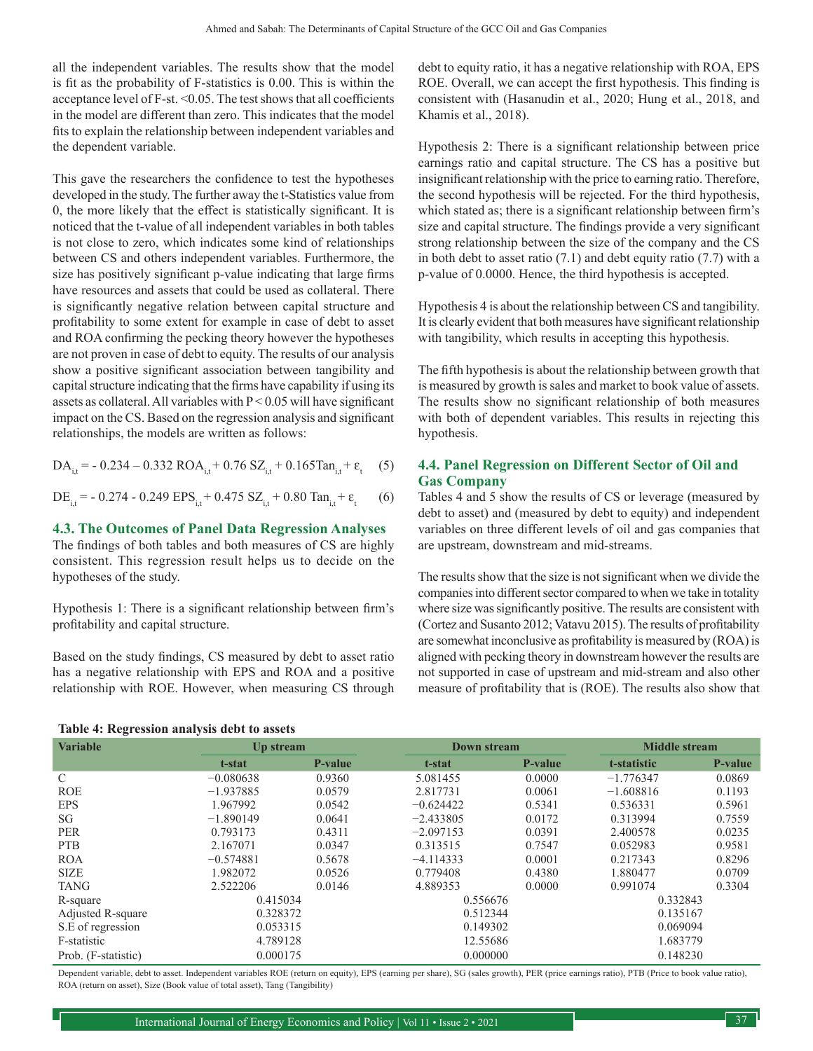all the independent variables. The results show that the model is fit as the probability of F-statistics is 0.00. This is within the acceptance level of F-st. <0.05. The test shows that all coefficients in the model are different than zero. This indicates that the model fits to explain the relationship between independent variables and the dependent variable.

This gave the researchers the confidence to test the hypotheses developed in the study. The further away the t-Statistics value from 0, the more likely that the effect is statistically significant. It is noticed that the t-value of all independent variables in both tables is not close to zero, which indicates some kind of relationships between CS and others independent variables. Furthermore, the size has positively significant p-value indicating that large firms have resources and assets that could be used as collateral. There is significantly negative relation between capital structure and profitability to some extent for example in case of debt to asset and ROA confirming the pecking theory however the hypotheses are not proven in case of debt to equity. The results of our analysis show a positive significant association between tangibility and capital structure indicating that the firms have capability if using its assets as collateral. All variables with P < 0.05 will have significant impact on the CS. Based on the regression analysis and significant relationships, the models are written as follows:

$$DA_{i,t} = -0.234 - 0.332\ ROA_{i,t} + 0.76\ SZ_{i,t} + 0.165 Tan_{i,t} + \varepsilon_t \quad (5)$$

$$DE_{i,t} = -0.274 - 0.249\ EPS_{i,t} + 0.475\ SZ_{i,t} + 0.80\ Tan_{i,t} + \varepsilon_t \quad (6)$$

## 4.3. The Outcomes of Panel Data Regression Analyses

The findings of both tables and both measures of CS are highly consistent. This regression result helps us to decide on the hypotheses of the study.

Hypothesis 1: There is a significant relationship between firm's profitability and capital structure.

Based on the study findings, CS measured by debt to asset ratio has a negative relationship with EPS and ROA and a positive relationship with ROE. However, when measuring CS through debt to equity ratio, it has a negative relationship with ROA, EPS ROE. Overall, we can accept the first hypothesis. This finding is consistent with (Hasanudin et al., 2020; Hung et al., 2018, and Khamis et al., 2018).

Hypothesis 2: There is a significant relationship between price earnings ratio and capital structure. The CS has a positive but insignificant relationship with the price to earning ratio. Therefore, the second hypothesis will be rejected. For the third hypothesis, which stated as; there is a significant relationship between firm's size and capital structure. The findings provide a very significant strong relationship between the size of the company and the CS in both debt to asset ratio (7.1) and debt equity ratio (7.7) with a p-value of 0.0000. Hence, the third hypothesis is accepted.

Hypothesis 4 is about the relationship between CS and tangibility. It is clearly evident that both measures have significant relationship with tangibility, which results in accepting this hypothesis.

The fifth hypothesis is about the relationship between growth that is measured by growth is sales and market to book value of assets. The results show no significant relationship of both measures with both of dependent variables. This results in rejecting this hypothesis.

## 4.4. Panel Regression on Different Sector of Oil and Gas Company

Tables 4 and 5 show the results of CS or leverage (measured by debt to asset) and (measured by debt to equity) and independent variables on three different levels of oil and gas companies that are upstream, downstream and mid-streams.

The results show that the size is not significant when we divide the companies into different sector compared to when we take in totality where size was significantly positive. The results are consistent with (Cortez and Susanto 2012; Vatavu 2015). The results of profitability are somewhat inconclusive as profitability is measured by (ROA) is aligned with pecking theory in downstream however the results are not supported in case of upstream and mid-stream and also other measure of profitability that is (ROE). The results also show that

**Table 4: Regression analysis debt to assets**

| Variable | Up stream | | Down stream | | Middle stream | |
|---|---|---|---|---|---|---|
| | t-stat | P-value | t-stat | P-value | t-statistic | P-value |
| C | −0.080638 | 0.9360 | 5.081455 | 0.0000 | −1.776347 | 0.0869 |
| ROE | −1.937885 | 0.0579 | 2.817731 | 0.0061 | −1.608816 | 0.1193 |
| EPS | 1.967992 | 0.0542 | −0.624422 | 0.5341 | 0.536331 | 0.5961 |
| SG | −1.890149 | 0.0641 | −2.433805 | 0.0172 | 0.313994 | 0.7559 |
| PER | 0.793173 | 0.4311 | −2.097153 | 0.0391 | 2.400578 | 0.0235 |
| PTB | 2.167071 | 0.0347 | 0.313515 | 0.7547 | 0.052983 | 0.9581 |
| ROA | −0.574881 | 0.5678 | −4.114333 | 0.0001 | 0.217343 | 0.8296 |
| SIZE | 1.982072 | 0.0526 | 0.779408 | 0.4380 | 1.880477 | 0.0709 |
| TANG | 2.522206 | 0.0146 | 4.889353 | 0.0000 | 0.991074 | 0.3304 |
| R-square | 0.415034 | | 0.556676 | | 0.332843 | |
| Adjusted R-square | 0.328372 | | 0.512344 | | 0.135167 | |
| S.E of regression | 0.053315 | | 0.149302 | | 0.069094 | |
| F-statistic | 4.789128 | | 12.55686 | | 1.683779 | |
| Prob. (F-statistic) | 0.000175 | | 0.000000 | | 0.148230 | |

Dependent variable, debt to asset. Independent variables ROE (return on equity), EPS (earning per share), SG (sales growth), PER (price earnings ratio), PTB (Price to book value ratio), ROA (return on asset), Size (Book value of total asset), Tang (Tangibility)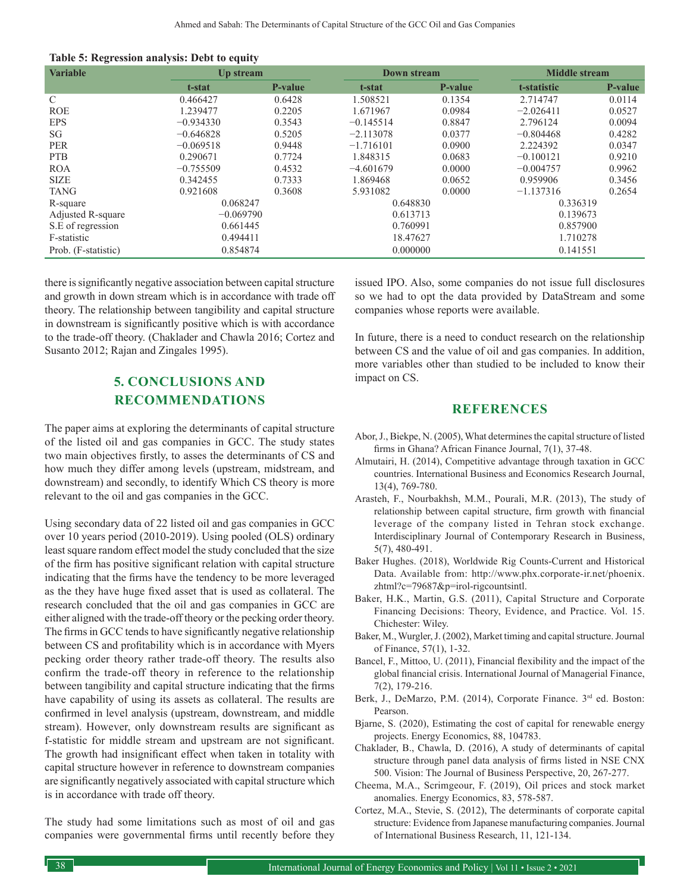**Table 5: Regression analysis: Debt to equity**

| Variable | Up stream | | Down stream | | Middle stream | |
|---|---|---|---|---|---|---|
| | t-stat | P-value | t-stat | P-value | t-statistic | P-value |
| C | 0.466427 | 0.6428 | 1.508521 | 0.1354 | 2.714747 | 0.0114 |
| ROE | 1.239477 | 0.2205 | 1.671967 | 0.0984 | −2.026411 | 0.0527 |
| EPS | −0.934330 | 0.3543 | −0.145514 | 0.8847 | 2.796124 | 0.0094 |
| SG | −0.646828 | 0.5205 | −2.113078 | 0.0377 | −0.804468 | 0.4282 |
| PER | −0.069518 | 0.9448 | −1.716101 | 0.0900 | 2.224392 | 0.0347 |
| PTB | 0.290671 | 0.7724 | 1.848315 | 0.0683 | −0.100121 | 0.9210 |
| ROA | −0.755509 | 0.4532 | −4.601679 | 0.0000 | −0.004757 | 0.9962 |
| SIZE | 0.342455 | 0.7333 | 1.869468 | 0.0652 | 0.959906 | 0.3456 |
| TANG | 0.921608 | 0.3608 | 5.931082 | 0.0000 | −1.137316 | 0.2654 |
| R-square | 0.068247 | | 0.648830 | | 0.336319 | |
| Adjusted R-square | −0.069790 | | 0.613713 | | 0.139673 | |
| S.E of regression | 0.661445 | | 0.760991 | | 0.857900 | |
| F-statistic | 0.494411 | | 18.47627 | | 1.710278 | |
| Prob. (F-statistic) | 0.854874 | | 0.000000 | | 0.141551 | |

there is significantly negative association between capital structure and growth in down stream which is in accordance with trade off theory. The relationship between tangibility and capital structure in downstream is significantly positive which is with accordance to the trade-off theory. (Chaklader and Chawla 2016; Cortez and Susanto 2012; Rajan and Zingales 1995).

## 5. CONCLUSIONS AND RECOMMENDATIONS

The paper aims at exploring the determinants of capital structure of the listed oil and gas companies in GCC. The study states two main objectives firstly, to asses the determinants of CS and how much they differ among levels (upstream, midstream, and downstream) and secondly, to identify Which CS theory is more relevant to the oil and gas companies in the GCC.

Using secondary data of 22 listed oil and gas companies in GCC over 10 years period (2010-2019). Using pooled (OLS) ordinary least square random effect model the study concluded that the size of the firm has positive significant relation with capital structure indicating that the firms have the tendency to be more leveraged as the they have huge fixed asset that is used as collateral. The research concluded that the oil and gas companies in GCC are either aligned with the trade-off theory or the pecking order theory. The firms in GCC tends to have significantly negative relationship between CS and profitability which is in accordance with Myers pecking order theory rather trade-off theory. The results also confirm the trade-off theory in reference to the relationship between tangibility and capital structure indicating that the firms have capability of using its assets as collateral. The results are confirmed in level analysis (upstream, downstream, and middle stream). However, only downstream results are significant as f-statistic for middle stream and upstream are not significant. The growth had insignificant effect when taken in totality with capital structure however in reference to downstream companies are significantly negatively associated with capital structure which is in accordance with trade off theory.

The study had some limitations such as most of oil and gas companies were governmental firms until recently before they issued IPO. Also, some companies do not issue full disclosures so we had to opt the data provided by DataStream and some companies whose reports were available.

In future, there is a need to conduct research on the relationship between CS and the value of oil and gas companies. In addition, more variables other than studied to be included to know their impact on CS.

## REFERENCES

Abor, J., Biekpe, N. (2005), What determines the capital structure of listed firms in Ghana? African Finance Journal, 7(1), 37-48.

Almutairi, H. (2014), Competitive advantage through taxation in GCC countries. International Business and Economics Research Journal, 13(4), 769-780.

Arasteh, F., Nourbakhsh, M.M., Pourali, M.R. (2013), The study of relationship between capital structure, firm growth with financial leverage of the company listed in Tehran stock exchange. Interdisciplinary Journal of Contemporary Research in Business, 5(7), 480-491.

Baker Hughes. (2018), Worldwide Rig Counts-Current and Historical Data. Available from: http://www.phx.corporate-ir.net/phoenix.zhtml?c=79687&p=irol-rigcountsintl.

Baker, H.K., Martin, G.S. (2011), Capital Structure and Corporate Financing Decisions: Theory, Evidence, and Practice. Vol. 15. Chichester: Wiley.

Baker, M., Wurgler, J. (2002), Market timing and capital structure. Journal of Finance, 57(1), 1-32.

Bancel, F., Mittoo, U. (2011), Financial flexibility and the impact of the global financial crisis. International Journal of Managerial Finance, 7(2), 179-216.

Berk, J., DeMarzo, P.M. (2014), Corporate Finance. 3rd ed. Boston: Pearson.

Bjarne, S. (2020), Estimating the cost of capital for renewable energy projects. Energy Economics, 88, 104783.

Chaklader, B., Chawla, D. (2016), A study of determinants of capital structure through panel data analysis of firms listed in NSE CNX 500. Vision: The Journal of Business Perspective, 20, 267-277.

Cheema, M.A., Scrimgeour, F. (2019), Oil prices and stock market anomalies. Energy Economics, 83, 578-587.

Cortez, M.A., Stevie, S. (2012), The determinants of corporate capital structure: Evidence from Japanese manufacturing companies. Journal of International Business Research, 11, 121-134.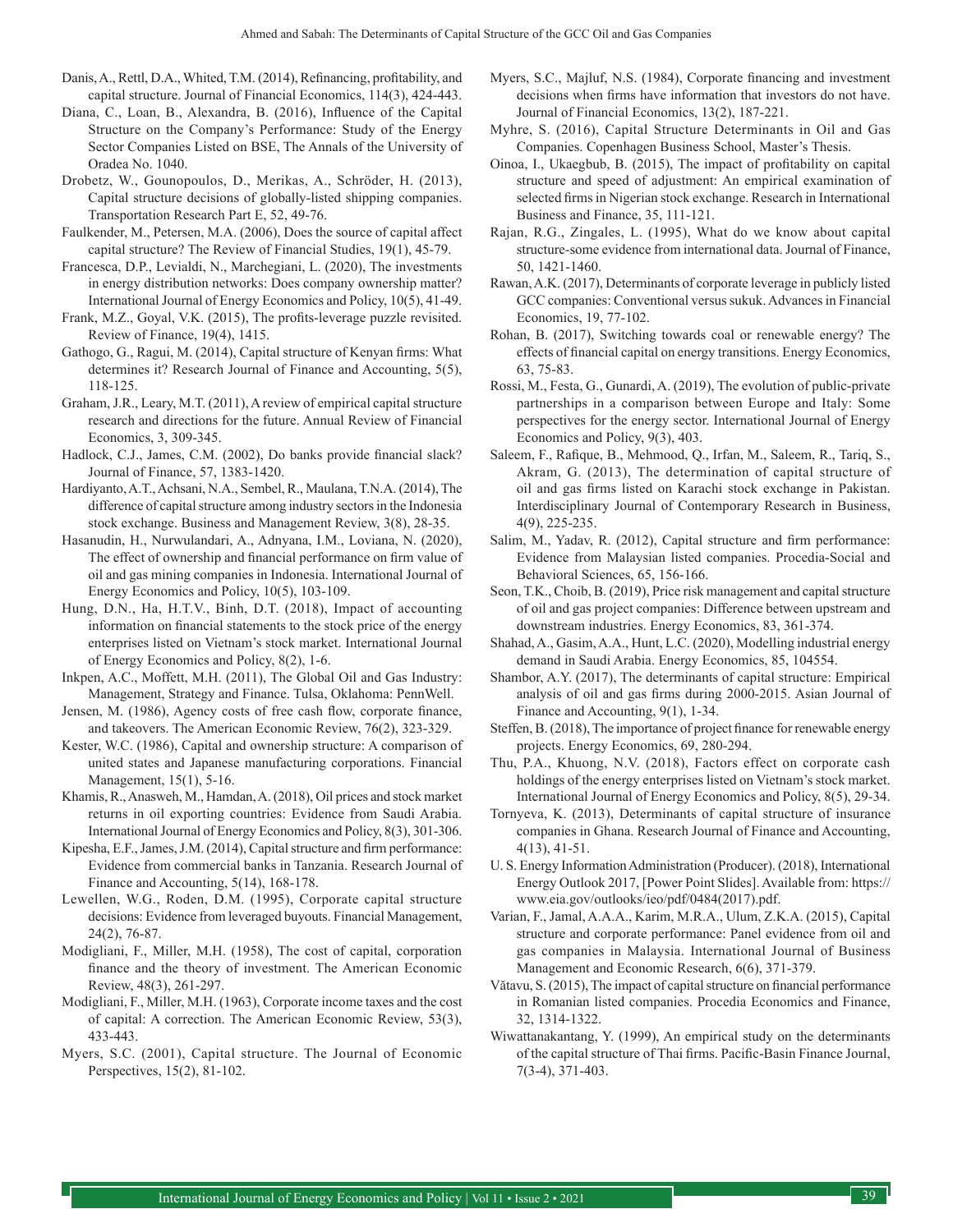Danis, A., Rettl, D.A., Whited, T.M. (2014), Refinancing, profitability, and capital structure. Journal of Financial Economics, 114(3), 424-443.

Diana, C., Loan, B., Alexandra, B. (2016), Influence of the Capital Structure on the Company's Performance: Study of the Energy Sector Companies Listed on BSE, The Annals of the University of Oradea No. 1040.

Drobetz, W., Gounopoulos, D., Merikas, A., Schröder, H. (2013), Capital structure decisions of globally-listed shipping companies. Transportation Research Part E, 52, 49-76.

Faulkender, M., Petersen, M.A. (2006), Does the source of capital affect capital structure? The Review of Financial Studies, 19(1), 45-79.

Francesca, D.P., Levialdi, N., Marchegiani, L. (2020), The investments in energy distribution networks: Does company ownership matter? International Journal of Energy Economics and Policy, 10(5), 41-49.

Frank, M.Z., Goyal, V.K. (2015), The profits-leverage puzzle revisited. Review of Finance, 19(4), 1415.

Gathogo, G., Ragui, M. (2014), Capital structure of Kenyan firms: What determines it? Research Journal of Finance and Accounting, 5(5), 118-125.

Graham, J.R., Leary, M.T. (2011), A review of empirical capital structure research and directions for the future. Annual Review of Financial Economics, 3, 309-345.

Hadlock, C.J., James, C.M. (2002), Do banks provide financial slack? Journal of Finance, 57, 1383-1420.

Hardiyanto, A.T., Achsani, N.A., Sembel, R., Maulana, T.N.A. (2014), The difference of capital structure among industry sectors in the Indonesia stock exchange. Business and Management Review, 3(8), 28-35.

Hasanudin, H., Nurwulandari, A., Adnyana, I.M., Loviana, N. (2020), The effect of ownership and financial performance on firm value of oil and gas mining companies in Indonesia. International Journal of Energy Economics and Policy, 10(5), 103-109.

Hung, D.N., Ha, H.T.V., Binh, D.T. (2018), Impact of accounting information on financial statements to the stock price of the energy enterprises listed on Vietnam's stock market. International Journal of Energy Economics and Policy, 8(2), 1-6.

Inkpen, A.C., Moffett, M.H. (2011), The Global Oil and Gas Industry: Management, Strategy and Finance. Tulsa, Oklahoma: PennWell.

Jensen, M. (1986), Agency costs of free cash flow, corporate finance, and takeovers. The American Economic Review, 76(2), 323-329.

Kester, W.C. (1986), Capital and ownership structure: A comparison of united states and Japanese manufacturing corporations. Financial Management, 15(1), 5-16.

Khamis, R., Anasweh, M., Hamdan, A. (2018), Oil prices and stock market returns in oil exporting countries: Evidence from Saudi Arabia. International Journal of Energy Economics and Policy, 8(3), 301-306.

Kipesha, E.F., James, J.M. (2014), Capital structure and firm performance: Evidence from commercial banks in Tanzania. Research Journal of Finance and Accounting, 5(14), 168-178.

Lewellen, W.G., Roden, D.M. (1995), Corporate capital structure decisions: Evidence from leveraged buyouts. Financial Management, 24(2), 76-87.

Modigliani, F., Miller, M.H. (1958), The cost of capital, corporation finance and the theory of investment. The American Economic Review, 48(3), 261-297.

Modigliani, F., Miller, M.H. (1963), Corporate income taxes and the cost of capital: A correction. The American Economic Review, 53(3), 433-443.

Myers, S.C. (2001), Capital structure. The Journal of Economic Perspectives, 15(2), 81-102.

Myers, S.C., Majluf, N.S. (1984), Corporate financing and investment decisions when firms have information that investors do not have. Journal of Financial Economics, 13(2), 187-221.

Myhre, S. (2016), Capital Structure Determinants in Oil and Gas Companies. Copenhagen Business School, Master's Thesis.

Oinoa, I., Ukaegbub, B. (2015), The impact of profitability on capital structure and speed of adjustment: An empirical examination of selected firms in Nigerian stock exchange. Research in International Business and Finance, 35, 111-121.

Rajan, R.G., Zingales, L. (1995), What do we know about capital structure-some evidence from international data. Journal of Finance, 50, 1421-1460.

Rawan, A.K. (2017), Determinants of corporate leverage in publicly listed GCC companies: Conventional versus sukuk. Advances in Financial Economics, 19, 77-102.

Rohan, B. (2017), Switching towards coal or renewable energy? The effects of financial capital on energy transitions. Energy Economics, 63, 75-83.

Rossi, M., Festa, G., Gunardi, A. (2019), The evolution of public-private partnerships in a comparison between Europe and Italy: Some perspectives for the energy sector. International Journal of Energy Economics and Policy, 9(3), 403.

Saleem, F., Rafique, B., Mehmood, Q., Irfan, M., Saleem, R., Tariq, S., Akram, G. (2013), The determination of capital structure of oil and gas firms listed on Karachi stock exchange in Pakistan. Interdisciplinary Journal of Contemporary Research in Business, 4(9), 225-235.

Salim, M., Yadav, R. (2012), Capital structure and firm performance: Evidence from Malaysian listed companies. Procedia-Social and Behavioral Sciences, 65, 156-166.

Seon, T.K., Choib, B. (2019), Price risk management and capital structure of oil and gas project companies: Difference between upstream and downstream industries. Energy Economics, 83, 361-374.

Shahad, A., Gasim, A.A., Hunt, L.C. (2020), Modelling industrial energy demand in Saudi Arabia. Energy Economics, 85, 104554.

Shambor, A.Y. (2017), The determinants of capital structure: Empirical analysis of oil and gas firms during 2000-2015. Asian Journal of Finance and Accounting, 9(1), 1-34.

Steffen, B. (2018), The importance of project finance for renewable energy projects. Energy Economics, 69, 280-294.

Thu, P.A., Khuong, N.V. (2018), Factors effect on corporate cash holdings of the energy enterprises listed on Vietnam's stock market. International Journal of Energy Economics and Policy, 8(5), 29-34.

Tornyeva, K. (2013), Determinants of capital structure of insurance companies in Ghana. Research Journal of Finance and Accounting, 4(13), 41-51.

U. S. Energy Information Administration (Producer). (2018), International Energy Outlook 2017, [Power Point Slides]. Available from: https://www.eia.gov/outlooks/ieo/pdf/0484(2017).pdf.

Varian, F., Jamal, A.A.A., Karim, M.R.A., Ulum, Z.K.A. (2015), Capital structure and corporate performance: Panel evidence from oil and gas companies in Malaysia. International Journal of Business Management and Economic Research, 6(6), 371-379.

Vătavu, S. (2015), The impact of capital structure on financial performance in Romanian listed companies. Procedia Economics and Finance, 32, 1314-1322.

Wiwattanakantang, Y. (1999), An empirical study on the determinants of the capital structure of Thai firms. Pacific-Basin Finance Journal, 7(3-4), 371-403.